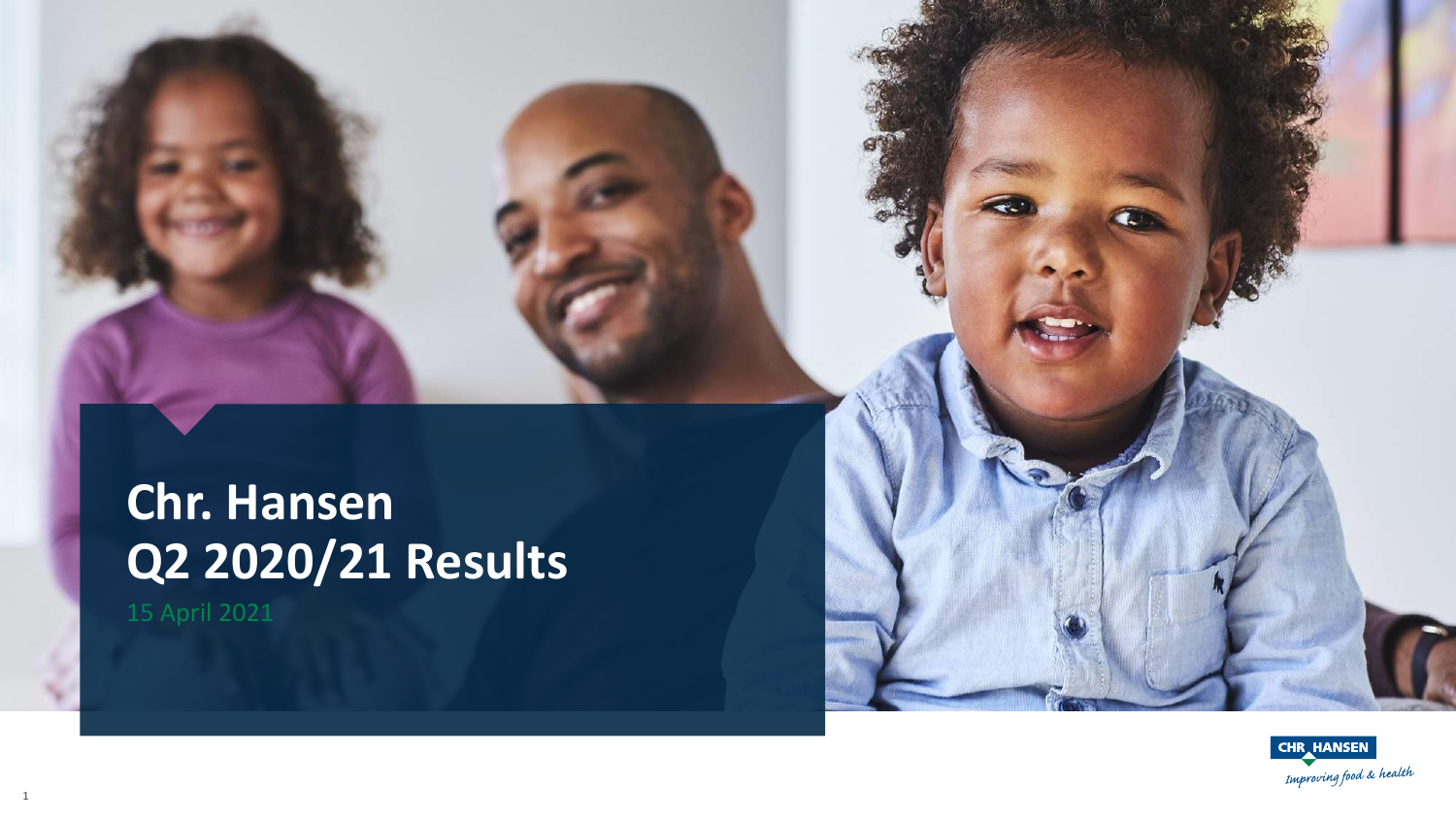# Chr. Hansen Q2 2020/21 Results

15 April 2021

CHR. HANSEN

*Improving food & health*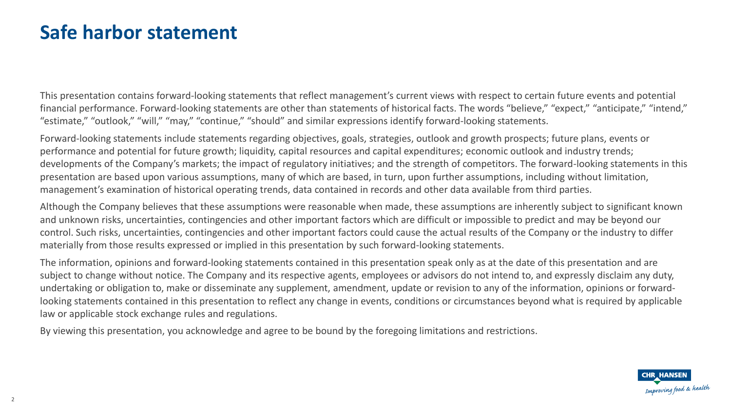# Safe harbor statement

This presentation contains forward-looking statements that reflect management's current views with respect to certain future events and potential financial performance. Forward-looking statements are other than statements of historical facts. The words "believe," "expect," "anticipate," "intend," "estimate," "outlook," "will," "may," "continue," "should" and similar expressions identify forward-looking statements.

Forward-looking statements include statements regarding objectives, goals, strategies, outlook and growth prospects; future plans, events or performance and potential for future growth; liquidity, capital resources and capital expenditures; economic outlook and industry trends; developments of the Company's markets; the impact of regulatory initiatives; and the strength of competitors. The forward-looking statements in this presentation are based upon various assumptions, many of which are based, in turn, upon further assumptions, including without limitation, management's examination of historical operating trends, data contained in records and other data available from third parties.

Although the Company believes that these assumptions were reasonable when made, these assumptions are inherently subject to significant known and unknown risks, uncertainties, contingencies and other important factors which are difficult or impossible to predict and may be beyond our control. Such risks, uncertainties, contingencies and other important factors could cause the actual results of the Company or the industry to differ materially from those results expressed or implied in this presentation by such forward-looking statements.

The information, opinions and forward-looking statements contained in this presentation speak only as at the date of this presentation and are subject to change without notice. The Company and its respective agents, employees or advisors do not intend to, and expressly disclaim any duty, undertaking or obligation to, make or disseminate any supplement, amendment, update or revision to any of the information, opinions or forward-looking statements contained in this presentation to reflect any change in events, conditions or circumstances beyond what is required by applicable law or applicable stock exchange rules and regulations.

By viewing this presentation, you acknowledge and agree to be bound by the foregoing limitations and restrictions.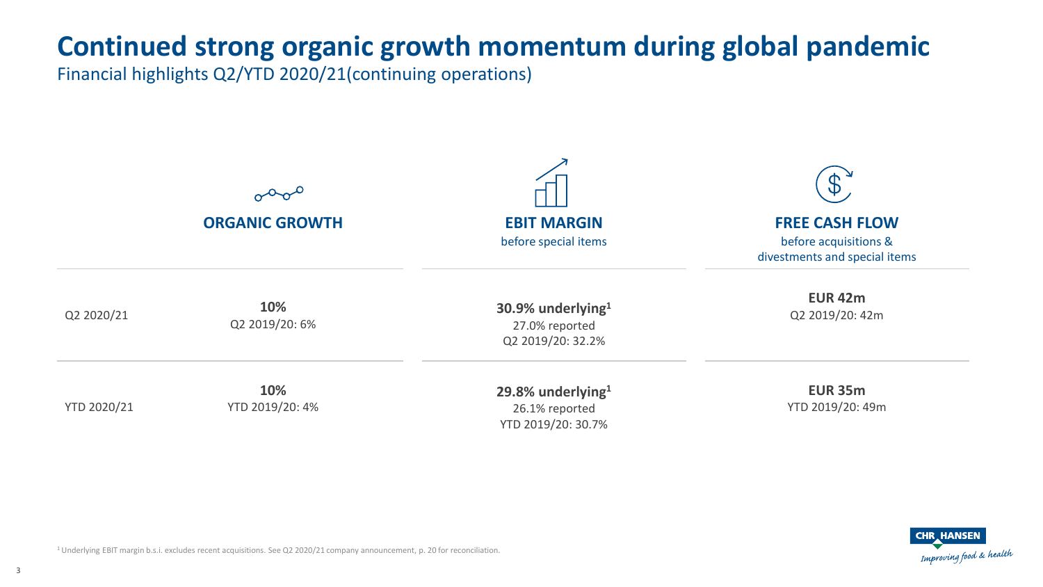# Continued strong organic growth momentum during global pandemic

Financial highlights Q2/YTD 2020/21(continuing operations)

| | ORGANIC GROWTH | EBIT MARGIN before special items | FREE CASH FLOW before acquisitions & divestments and special items |
|---|---|---|---|
| Q2 2020/21 | **10%** Q2 2019/20: 6% | **30.9% underlying[1]** 27.0% reported Q2 2019/20: 32.2% | **EUR 42m** Q2 2019/20: 42m |
| YTD 2020/21 | **10%** YTD 2019/20: 4% | **29.8% underlying[1]** 26.1% reported YTD 2019/20: 30.7% | **EUR 35m** YTD 2019/20: 49m |

[1] Underlying EBIT margin b.s.i. excludes recent acquisitions. See Q2 2020/21 company announcement, p. 20 for reconciliation.

CHR HANSEN
*Improving food & health*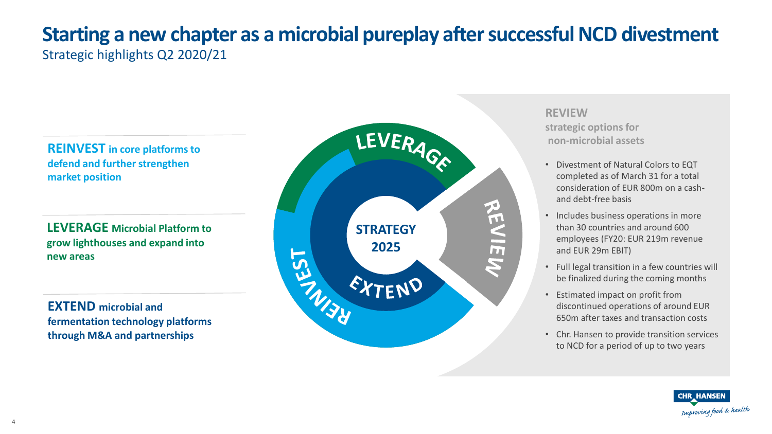# Starting a new chapter as a microbial pureplay after successful NCD divestment

Strategic highlights Q2 2020/21

**REINVEST** in core platforms to defend and further strengthen market position

**LEVERAGE** Microbial Platform to grow lighthouses and expand into new areas

**EXTEND** microbial and fermentation technology platforms through M&A and partnerships

LEVERAGE

REVIEW

STRATEGY 2025

EXTEND

REINVEST

**REVIEW**
**strategic options for non-microbial assets**

- Divestment of Natural Colors to EQT completed as of March 31 for a total consideration of EUR 800m on a cash- and debt-free basis
- Includes business operations in more than 30 countries and around 600 employees (FY20: EUR 219m revenue and EUR 29m EBIT)
- Full legal transition in a few countries will be finalized during the coming months
- Estimated impact on profit from discontinued operations of around EUR 650m after taxes and transaction costs
- Chr. Hansen to provide transition services to NCD for a period of up to two years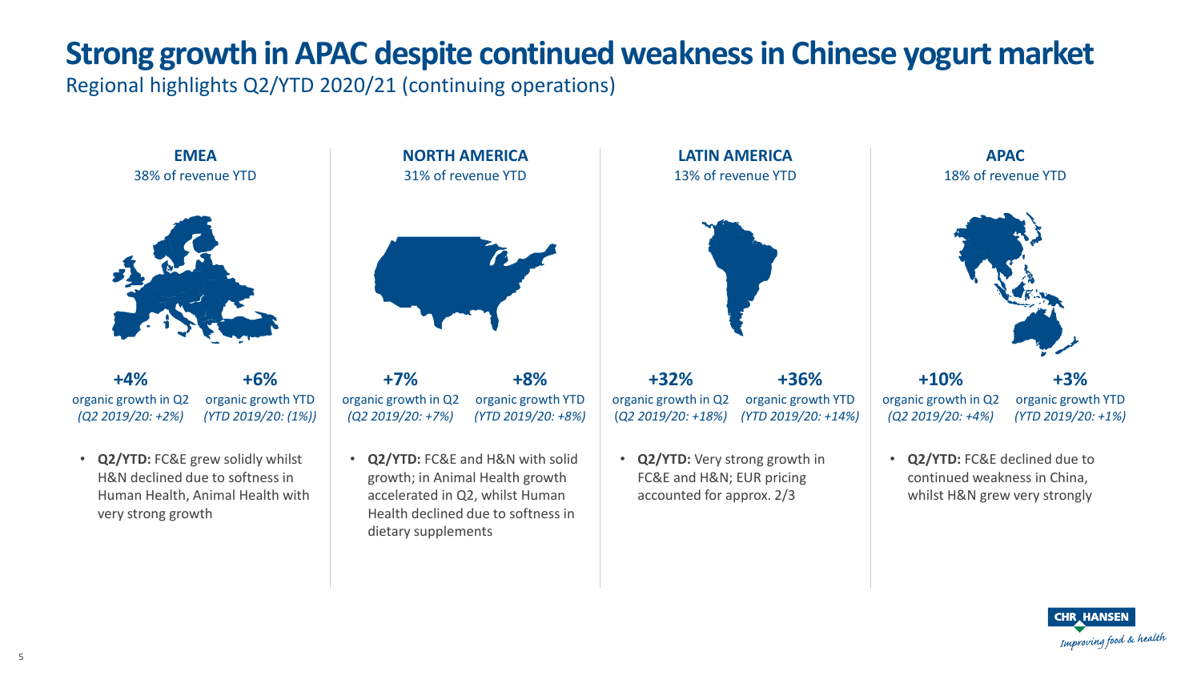# Strong growth in APAC despite continued weakness in Chinese yogurt market

Regional highlights Q2/YTD 2020/21 (continuing operations)

## EMEA

38% of revenue YTD

**+4%** organic growth in Q2 *(Q2 2019/20: +2%)*

**+6%** organic growth YTD *(YTD 2019/20: (1%))*

- **Q2/YTD:** FC&E grew solidly whilst H&N declined due to softness in Human Health, Animal Health with very strong growth

## NORTH AMERICA

31% of revenue YTD

**+7%** organic growth in Q2 *(Q2 2019/20: +7%)*

**+8%** organic growth YTD *(YTD 2019/20: +8%)*

- **Q2/YTD:** FC&E and H&N with solid growth; in Animal Health growth accelerated in Q2, whilst Human Health declined due to softness in dietary supplements

## LATIN AMERICA

13% of revenue YTD

**+32%** organic growth in Q2 *(Q2 2019/20: +18%)*

**+36%** organic growth YTD *(YTD 2019/20: +14%)*

- **Q2/YTD:** Very strong growth in FC&E and H&N; EUR pricing accounted for approx. 2/3

## APAC

18% of revenue YTD

**+10%** organic growth in Q2 *(Q2 2019/20: +4%)*

**+3%** organic growth YTD *(YTD 2019/20: +1%)*

- **Q2/YTD:** FC&E declined due to continued weakness in China, whilst H&N grew very strongly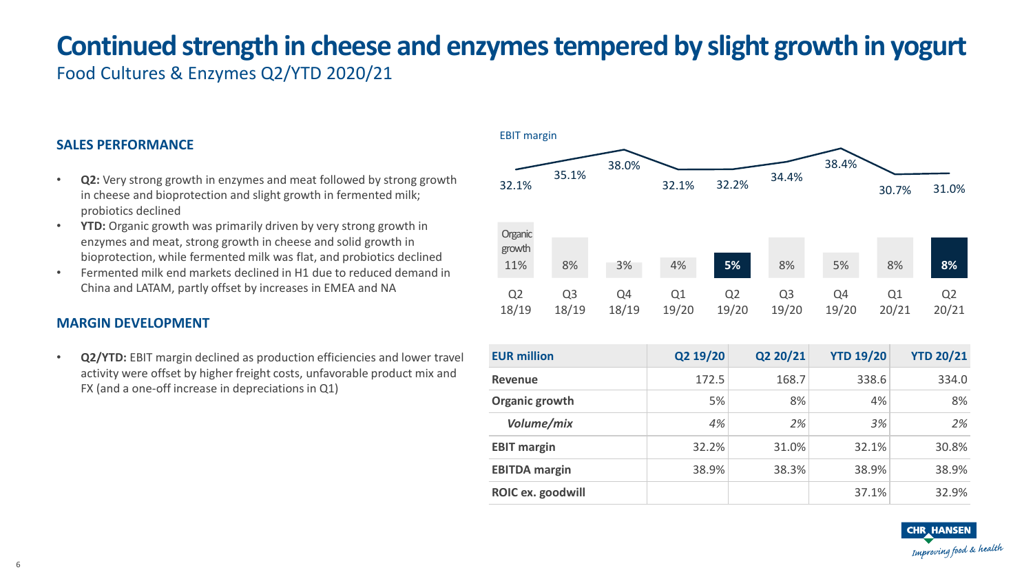# Continued strength in cheese and enzymes tempered by slight growth in yogurt

Food Cultures & Enzymes Q2/YTD 2020/21

## SALES PERFORMANCE

- **Q2:** Very strong growth in enzymes and meat followed by strong growth in cheese and bioprotection and slight growth in fermented milk; probiotics declined
- **YTD:** Organic growth was primarily driven by very strong growth in enzymes and meat, strong growth in cheese and solid growth in bioprotection, while fermented milk was flat, and probiotics declined
- Fermented milk end markets declined in H1 due to reduced demand in China and LATAM, partly offset by increases in EMEA and NA

## MARGIN DEVELOPMENT

- **Q2/YTD:** EBIT margin declined as production efficiencies and lower travel activity were offset by higher freight costs, unfavorable product mix and FX (and a one-off increase in depreciations in Q1)

EBIT margin

32.1% 35.1% 38.0% 32.1% 32.2% 34.4% 38.4% 30.7% 31.0%

Organic growth

11% 8% 3% 4% 5% 8% 5% 8% 8%

Q2 18/19 Q3 18/19 Q4 18/19 Q1 19/20 Q2 19/20 Q3 19/20 Q4 19/20 Q1 20/21 Q2 20/21

| EUR million | Q2 19/20 | Q2 20/21 | YTD 19/20 | YTD 20/21 |
|---|---|---|---|---|
| Revenue | 172.5 | 168.7 | 338.6 | 334.0 |
| Organic growth | 5% | 8% | 4% | 8% |
| *Volume/mix* | *4%* | *2%* | *3%* | *2%* |
| EBIT margin | 32.2% | 31.0% | 32.1% | 30.8% |
| EBITDA margin | 38.9% | 38.3% | 38.9% | 38.9% |
| ROIC ex. goodwill | | | 37.1% | 32.9% |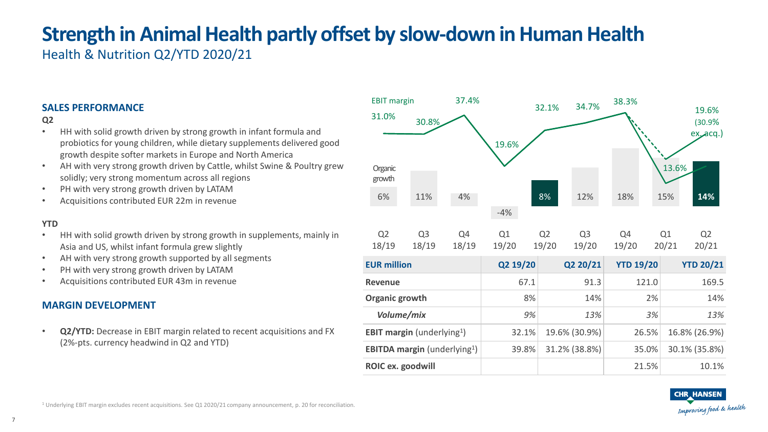# Strength in Animal Health partly offset by slow-down in Human Health

Health & Nutrition Q2/YTD 2020/21

### SALES PERFORMANCE

**Q2**

- HH with solid growth driven by strong growth in infant formula and probiotics for young children, while dietary supplements delivered good growth despite softer markets in Europe and North America
- AH with very strong growth driven by Cattle, whilst Swine & Poultry grew solidly; very strong momentum across all regions
- PH with very strong growth driven by LATAM
- Acquisitions contributed EUR 22m in revenue

**YTD**

- HH with solid growth driven by strong growth in supplements, mainly in Asia and US, whilst infant formula grew slightly
- AH with very strong growth supported by all segments
- PH with very strong growth driven by LATAM
- Acquisitions contributed EUR 43m in revenue

### MARGIN DEVELOPMENT

- **Q2/YTD:** Decrease in EBIT margin related to recent acquisitions and FX (2%-pts. currency headwind in Q2 and YTD)

EBIT margin

31.0% 30.8% 37.4% 19.6% 32.1% 34.7% 38.3% 13.6% 19.6% (30.9% ex. acq.)

Organic growth

6% 11% 4% -4% 8% 12% 18% 15% 14%

Q2 18/19, Q3 18/19, Q4 18/19, Q1 19/20, Q2 19/20, Q3 19/20, Q4 19/20, Q1 20/21, Q2 20/21

| EUR million | Q2 19/20 | Q2 20/21 | YTD 19/20 | YTD 20/21 |
|---|---|---|---|---|
| Revenue | 67.1 | 91.3 | 121.0 | 169.5 |
| Organic growth | 8% | 14% | 2% | 14% |
| *Volume/mix* | *9%* | *13%* | *3%* | *13%* |
| **EBIT margin** (underlying[1]) | 32.1% | 19.6% (30.9%) | 26.5% | 16.8% (26.9%) |
| **EBITDA margin** (underlying[1]) | 39.8% | 31.2% (38.8%) | 35.0% | 30.1% (35.8%) |
| ROIC ex. goodwill | | | 21.5% | 10.1% |

[1] Underlying EBIT margin excludes recent acquisitions. See Q1 2020/21 company announcement, p. 20 for reconciliation.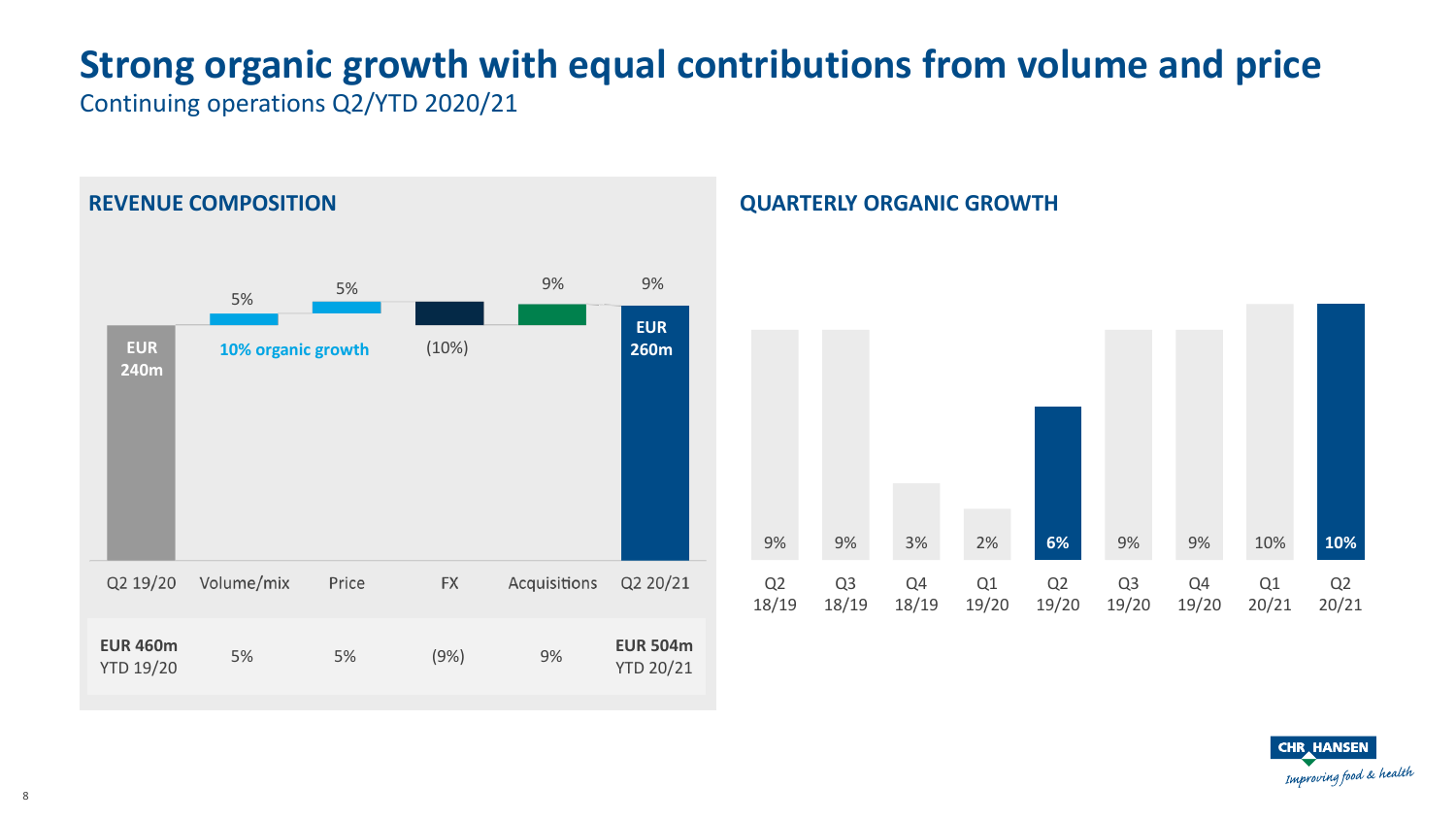# Strong organic growth with equal contributions from volume and price

Continuing operations Q2/YTD 2020/21

## REVENUE COMPOSITION

EUR 240m

5%

5%

10% organic growth

(10%)

9%

9%

EUR 260m

Q2 19/20

Volume/mix

Price

FX

Acquisitions

Q2 20/21

| | | | | | |
|---|---|---|---|---|---|
| **EUR 460m** YTD 19/20 | 5% | 5% | (9%) | 9% | **EUR 504m** YTD 20/21 |

## QUARTERLY ORGANIC GROWTH

9% Q2 18/19

9% Q3 18/19

3% Q4 18/19

2% Q1 19/20

**6%** Q2 19/20

9% Q3 19/20

9% Q4 19/20

10% Q1 20/21

**10%** Q2 20/21

CHR HANSEN

*Improving food & health*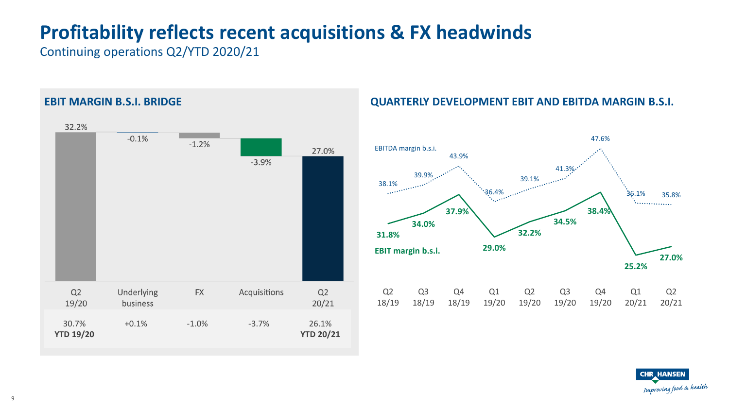# Profitability reflects recent acquisitions & FX headwinds

Continuing operations Q2/YTD 2020/21

## EBIT MARGIN B.S.I. BRIDGE

| | Q2 19/20 | Underlying business | FX | Acquisitions | Q2 20/21 |
|---|---|---|---|---|---|
| Q2 | 32.2% | -0.1% | -1.2% | -3.9% | 27.0% |
| YTD | 30.7% **YTD 19/20** | +0.1% | -1.0% | -3.7% | 26.1% **YTD 20/21** |

## QUARTERLY DEVELOPMENT EBIT AND EBITDA MARGIN B.S.I.

| | Q2 18/19 | Q3 18/19 | Q4 18/19 | Q1 19/20 | Q2 19/20 | Q3 19/20 | Q4 19/20 | Q1 20/21 | Q2 20/21 |
|---|---|---|---|---|---|---|---|---|---|
| EBITDA margin b.s.i. | 38.1% | 39.9% | 43.9% | 36.4% | 39.1% | 41.3% | 47.6% | 36.1% | 35.8% |
| **EBIT margin b.s.i.** | **31.8%** | **34.0%** | **37.9%** | **29.0%** | **32.2%** | **34.5%** | **38.4%** | **25.2%** | **27.0%** |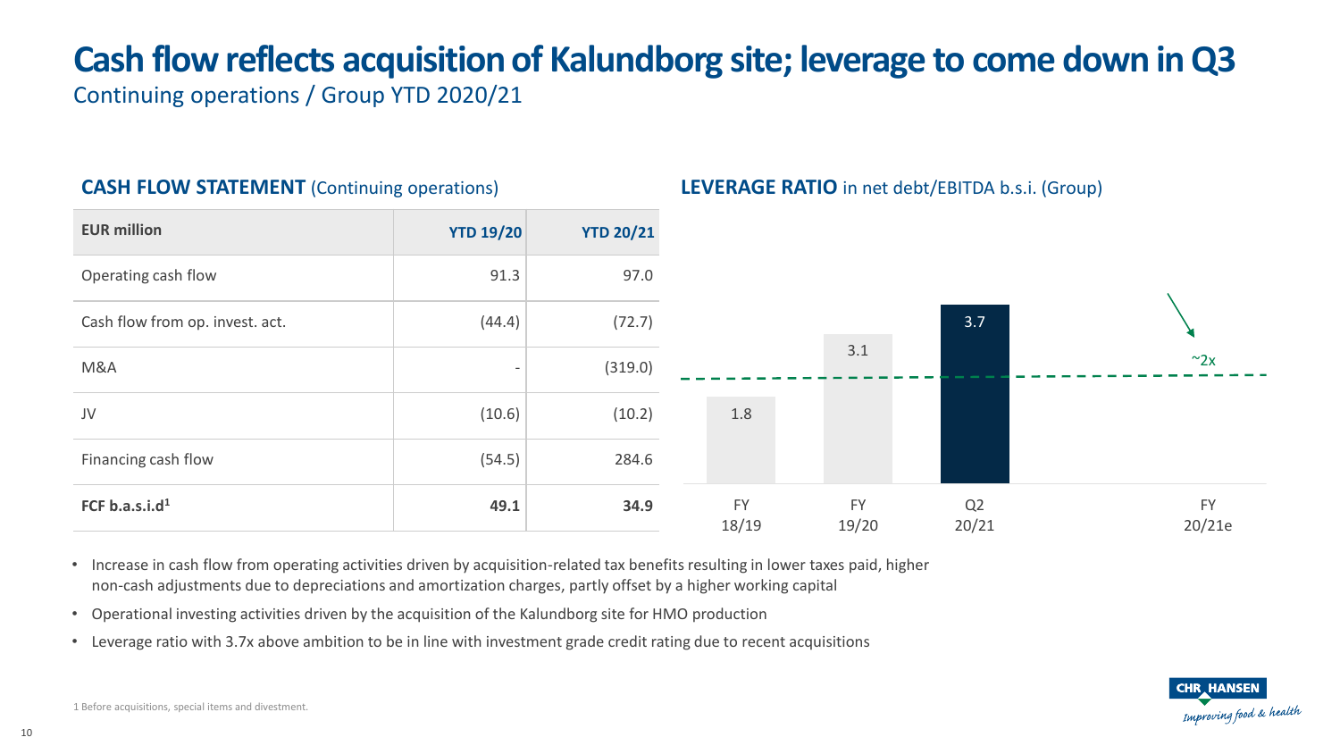# Cash flow reflects acquisition of Kalundborg site; leverage to come down in Q3

Continuing operations / Group YTD 2020/21

## CASH FLOW STATEMENT (Continuing operations)

| EUR million | YTD 19/20 | YTD 20/21 |
|---|---|---|
| Operating cash flow | 91.3 | 97.0 |
| Cash flow from op. invest. act. | (44.4) | (72.7) |
| M&A | - | (319.0) |
| JV | (10.6) | (10.2) |
| Financing cash flow | (54.5) | 284.6 |
| **FCF b.a.s.i.d[1]** | **49.1** | **34.9** |

## LEVERAGE RATIO in net debt/EBITDA b.s.i. (Group)

1.8
FY 18/19

3.1
FY 19/20

3.7
Q2 20/21

~2x
FY 20/21e

- Increase in cash flow from operating activities driven by acquisition-related tax benefits resulting in lower taxes paid, higher non-cash adjustments due to depreciations and amortization charges, partly offset by a higher working capital
- Operational investing activities driven by the acquisition of the Kalundborg site for HMO production
- Leverage ratio with 3.7x above ambition to be in line with investment grade credit rating due to recent acquisitions

1 Before acquisitions, special items and divestment.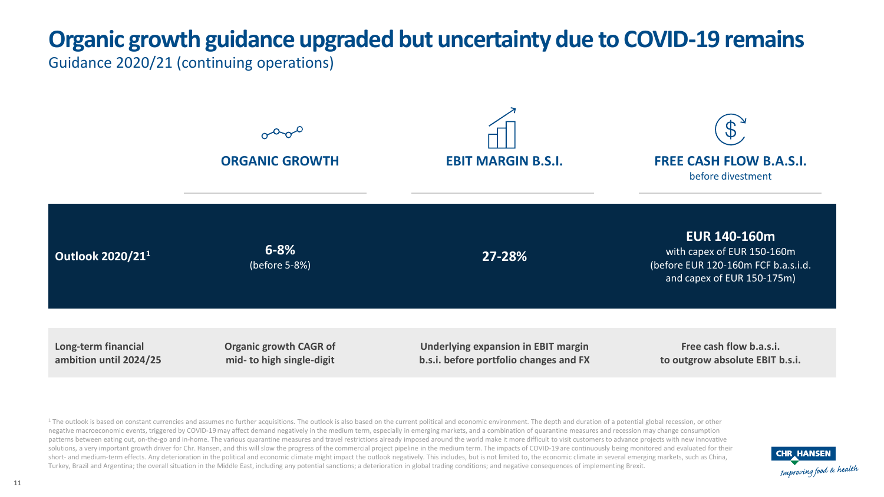# Organic growth guidance upgraded but uncertainty due to COVID-19 remains

Guidance 2020/21 (continuing operations)

| | ORGANIC GROWTH | EBIT MARGIN B.S.I. | FREE CASH FLOW B.A.S.I. before divestment |
|---|---|---|---|
| **Outlook 2020/21**[1] | **6-8%** (before 5-8%) | **27-28%** | **EUR 140-160m** with capex of EUR 150-160m (before EUR 120-160m FCF b.a.s.i.d. and capex of EUR 150-175m) |
| **Long-term financial ambition until 2024/25** | **Organic growth CAGR of mid- to high single-digit** | **Underlying expansion in EBIT margin b.s.i. before portfolio changes and FX** | **Free cash flow b.a.s.i. to outgrow absolute EBIT b.s.i.** |

[1] The outlook is based on constant currencies and assumes no further acquisitions. The outlook is also based on the current political and economic environment. The depth and duration of a potential global recession, or other negative macroeconomic events, triggered by COVID-19 may affect demand negatively in the medium term, especially in emerging markets, and a combination of quarantine measures and recession may change consumption patterns between eating out, on-the-go and in-home. The various quarantine measures and travel restrictions already imposed around the world make it more difficult to visit customers to advance projects with new innovative solutions, a very important growth driver for Chr. Hansen, and this will slow the progress of the commercial project pipeline in the medium term. The impacts of COVID-19 are continuously being monitored and evaluated for their short- and medium-term effects. Any deterioration in the political and economic climate might impact the outlook negatively. This includes, but is not limited to, the economic climate in several emerging markets, such as China, Turkey, Brazil and Argentina; the overall situation in the Middle East, including any potential sanctions; a deterioration in global trading conditions; and negative consequences of implementing Brexit.

CHR. HANSEN
*Improving food & health*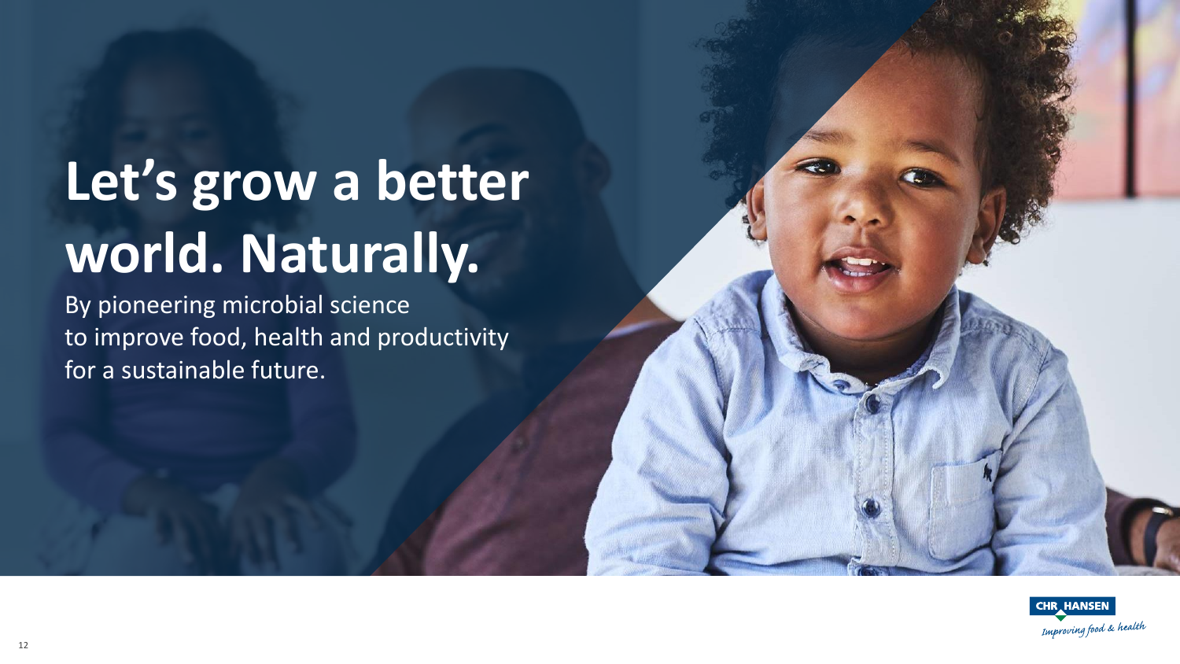# Let's grow a better world. Naturally.

By pioneering microbial science to improve food, health and productivity for a sustainable future.

CHR HANSEN

*Improving food & health*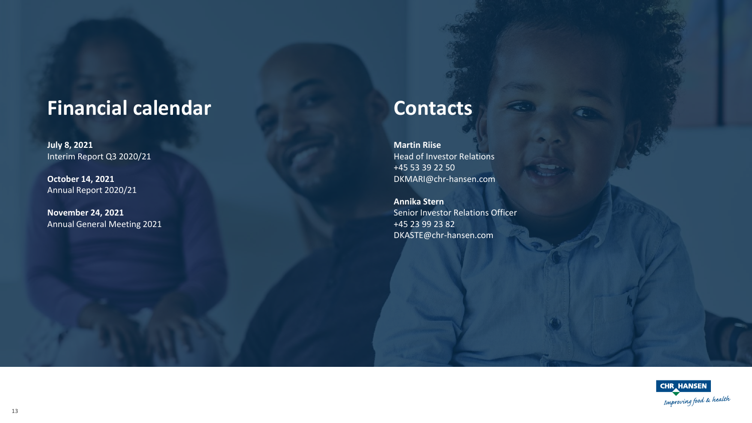## Financial calendar

**July 8, 2021**
Interim Report Q3 2020/21

**October 14, 2021**
Annual Report 2020/21

**November 24, 2021**
Annual General Meeting 2021

## Contacts

**Martin Riise**
Head of Investor Relations
+45 53 39 22 50
DKMARI@chr-hansen.com

**Annika Stern**
Senior Investor Relations Officer
+45 23 99 23 82
DKASTE@chr-hansen.com

CHR HANSEN
*Improving food & health*